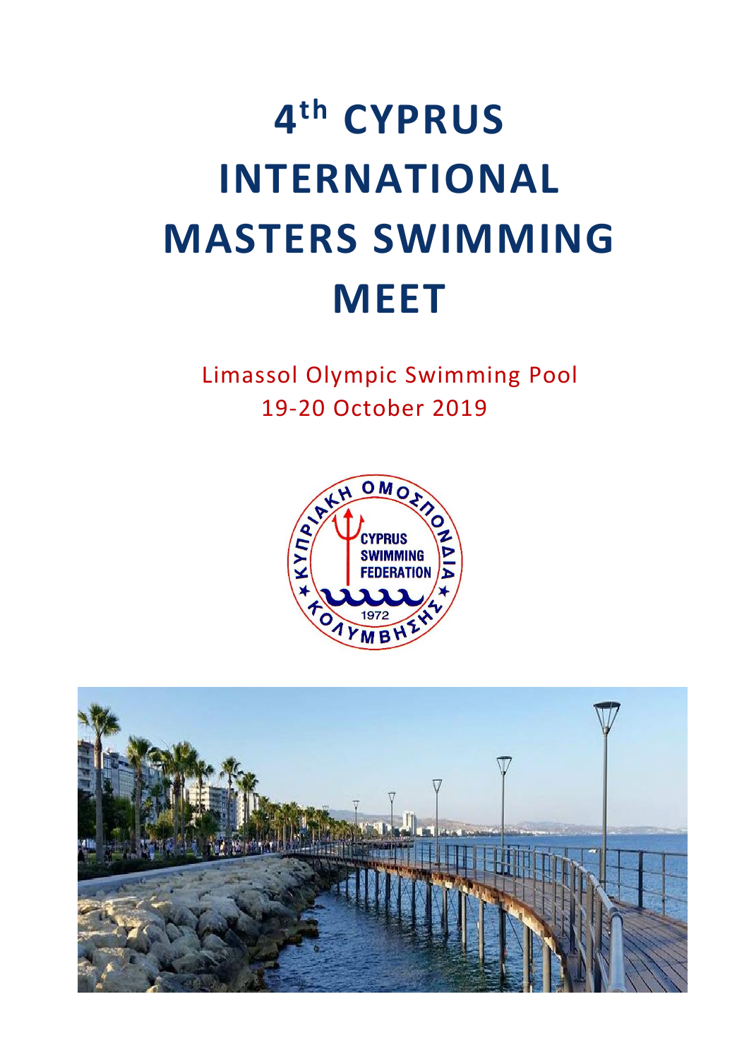# 4th CYPRUS INTERNATIONAL MASTERS SWIMMING MEET

Limassol Olympic Swimming Pool
19-20 October 2019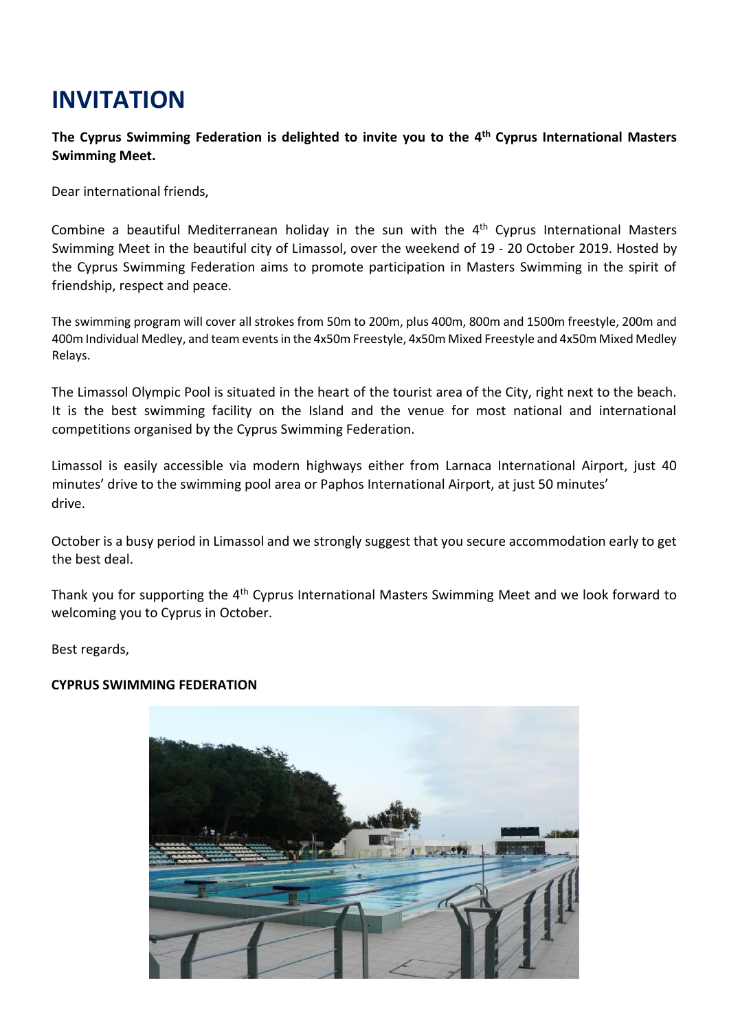# INVITATION

**The Cyprus Swimming Federation is delighted to invite you to the 4th Cyprus International Masters Swimming Meet.**

Dear international friends,

Combine a beautiful Mediterranean holiday in the sun with the 4th Cyprus International Masters Swimming Meet in the beautiful city of Limassol, over the weekend of 19 - 20 October 2019. Hosted by the Cyprus Swimming Federation aims to promote participation in Masters Swimming in the spirit of friendship, respect and peace.

The swimming program will cover all strokes from 50m to 200m, plus 400m, 800m and 1500m freestyle, 200m and 400m Individual Medley, and team events in the 4x50m Freestyle, 4x50m Mixed Freestyle and 4x50m Mixed Medley Relays.

The Limassol Olympic Pool is situated in the heart of the tourist area of the City, right next to the beach. It is the best swimming facility on the Island and the venue for most national and international competitions organised by the Cyprus Swimming Federation.

Limassol is easily accessible via modern highways either from Larnaca International Airport, just 40 minutes' drive to the swimming pool area or Paphos International Airport, at just 50 minutes' drive.

October is a busy period in Limassol and we strongly suggest that you secure accommodation early to get the best deal.

Thank you for supporting the 4th Cyprus International Masters Swimming Meet and we look forward to welcoming you to Cyprus in October.

Best regards,

**CYPRUS SWIMMING FEDERATION**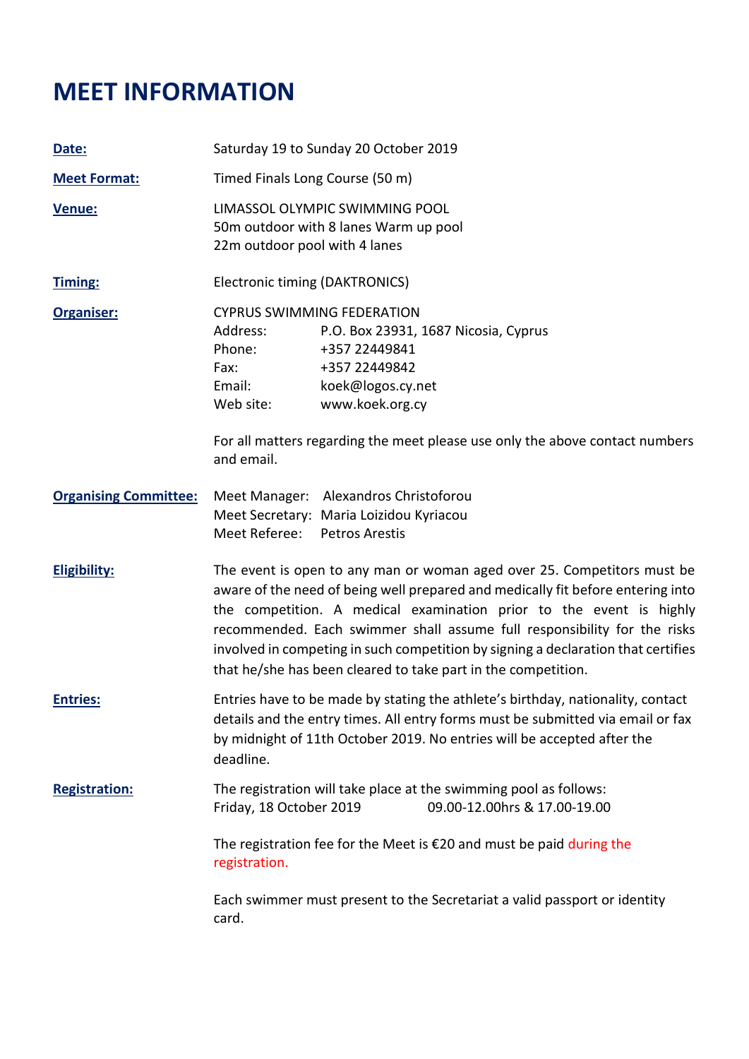# MEET INFORMATION

**Date:** Saturday 19 to Sunday 20 October 2019

**Meet Format:** Timed Finals Long Course (50 m)

**Venue:** LIMASSOL OLYMPIC SWIMMING POOL
50m outdoor with 8 lanes Warm up pool
22m outdoor pool with 4 lanes

**Timing:** Electronic timing (DAKTRONICS)

**Organiser:** CYPRUS SWIMMING FEDERATION

| | |
|---|---|
| Address: | P.O. Box 23931, 1687 Nicosia, Cyprus |
| Phone: | +357 22449841 |
| Fax: | +357 22449842 |
| Email: | koek@logos.cy.net |
| Web site: | www.koek.org.cy |

For all matters regarding the meet please use only the above contact numbers and email.

**Organising Committee:**

| | |
|---|---|
| Meet Manager: | Alexandros Christoforou |
| Meet Secretary: | Maria Loizidou Kyriacou |
| Meet Referee: | Petros Arestis |

**Eligibility:** The event is open to any man or woman aged over 25. Competitors must be aware of the need of being well prepared and medically fit before entering into the competition. A medical examination prior to the event is highly recommended. Each swimmer shall assume full responsibility for the risks involved in competing in such competition by signing a declaration that certifies that he/she has been cleared to take part in the competition.

**Entries:** Entries have to be made by stating the athlete's birthday, nationality, contact details and the entry times. All entry forms must be submitted via email or fax by midnight of 11th October 2019. No entries will be accepted after the deadline.

**Registration:** The registration will take place at the swimming pool as follows:
Friday, 18 October 2019 09.00-12.00hrs & 17.00-19.00

The registration fee for the Meet is €20 and must be paid during the registration.

Each swimmer must present to the Secretariat a valid passport or identity card.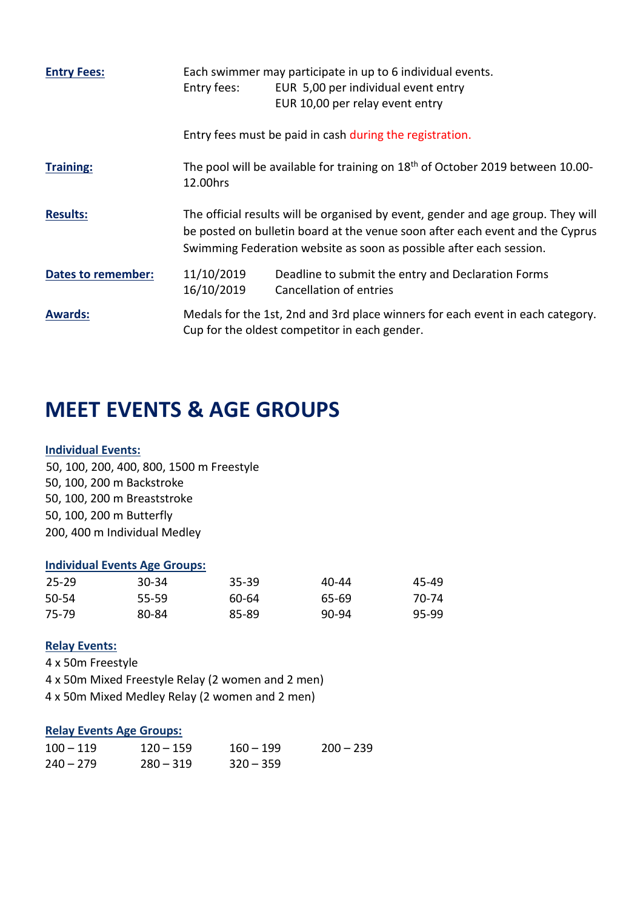**Entry Fees:** Each swimmer may participate in up to 6 individual events.

Entry fees: EUR 5,00 per individual event entry
EUR 10,00 per relay event entry

Entry fees must be paid in cash during the registration.

**Training:** The pool will be available for training on 18th of October 2019 between 10.00-12.00hrs

**Results:** The official results will be organised by event, gender and age group. They will be posted on bulletin board at the venue soon after each event and the Cyprus Swimming Federation website as soon as possible after each session.

**Dates to remember:**

| | |
|---|---|
| 11/10/2019 | Deadline to submit the entry and Declaration Forms |
| 16/10/2019 | Cancellation of entries |

**Awards:** Medals for the 1st, 2nd and 3rd place winners for each event in each category. Cup for the oldest competitor in each gender.

# MEET EVENTS & AGE GROUPS

**Individual Events:**

50, 100, 200, 400, 800, 1500 m Freestyle
50, 100, 200 m Backstroke
50, 100, 200 m Breaststroke
50, 100, 200 m Butterfly
200, 400 m Individual Medley

**Individual Events Age Groups:**

| | | | | |
|---|---|---|---|---|
| 25-29 | 30-34 | 35-39 | 40-44 | 45-49 |
| 50-54 | 55-59 | 60-64 | 65-69 | 70-74 |
| 75-79 | 80-84 | 85-89 | 90-94 | 95-99 |

**Relay Events:**

4 x 50m Freestyle
4 x 50m Mixed Freestyle Relay (2 women and 2 men)
4 x 50m Mixed Medley Relay (2 women and 2 men)

**Relay Events Age Groups:**

| | | | |
|---|---|---|---|
| 100 – 119 | 120 – 159 | 160 – 199 | 200 – 239 |
| 240 – 279 | 280 – 319 | 320 – 359 | |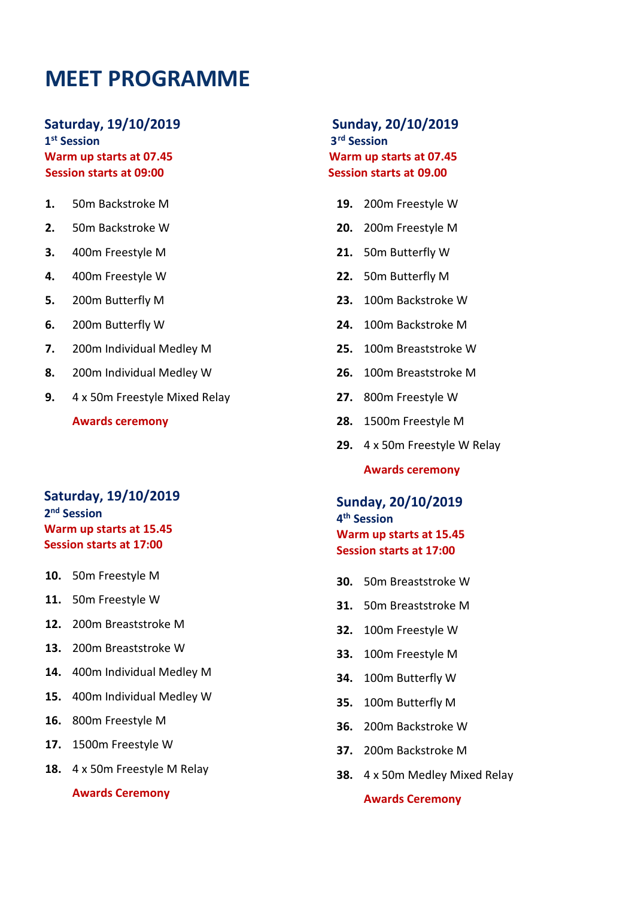# MEET PROGRAMME

### Saturday, 19/10/2019

**1st Session**

**Warm up starts at 07.45**

**Session starts at 09:00**

1. 50m Backstroke M
2. 50m Backstroke W
3. 400m Freestyle M
4. 400m Freestyle W
5. 200m Butterfly M
6. 200m Butterfly W
7. 200m Individual Medley M
8. 200m Individual Medley W
9. 4 x 50m Freestyle Mixed Relay

**Awards ceremony**

### Saturday, 19/10/2019

**2nd Session**

**Warm up starts at 15.45**

**Session starts at 17:00**

10. 50m Freestyle M
11. 50m Freestyle W
12. 200m Breaststroke M
13. 200m Breaststroke W
14. 400m Individual Medley M
15. 400m Individual Medley W
16. 800m Freestyle M
17. 1500m Freestyle W
18. 4 x 50m Freestyle M Relay

**Awards Ceremony**

### Sunday, 20/10/2019

**3rd Session**

**Warm up starts at 07.45**

**Session starts at 09.00**

19. 200m Freestyle W
20. 200m Freestyle M
21. 50m Butterfly W
22. 50m Butterfly M
23. 100m Backstroke W
24. 100m Backstroke M
25. 100m Breaststroke W
26. 100m Breaststroke M
27. 800m Freestyle W
28. 1500m Freestyle M
29. 4 x 50m Freestyle W Relay

**Awards ceremony**

### Sunday, 20/10/2019

**4th Session**

**Warm up starts at 15.45**

**Session starts at 17:00**

30. 50m Breaststroke W
31. 50m Breaststroke M
32. 100m Freestyle W
33. 100m Freestyle M
34. 100m Butterfly W
35. 100m Butterfly M
36. 200m Backstroke W
37. 200m Backstroke M
38. 4 x 50m Medley Mixed Relay

**Awards Ceremony**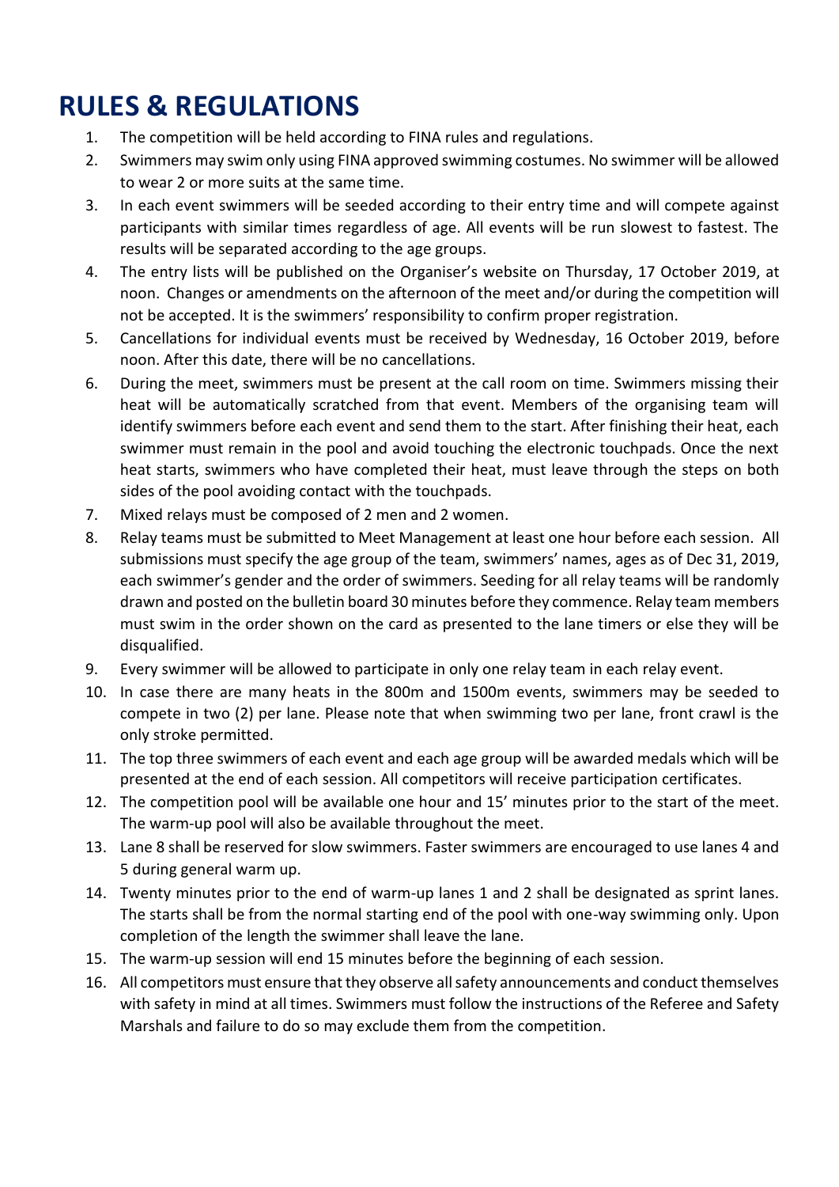# RULES & REGULATIONS

1. The competition will be held according to FINA rules and regulations.
2. Swimmers may swim only using FINA approved swimming costumes. No swimmer will be allowed to wear 2 or more suits at the same time.
3. In each event swimmers will be seeded according to their entry time and will compete against participants with similar times regardless of age. All events will be run slowest to fastest. The results will be separated according to the age groups.
4. The entry lists will be published on the Organiser's website on Thursday, 17 October 2019, at noon. Changes or amendments on the afternoon of the meet and/or during the competition will not be accepted. It is the swimmers' responsibility to confirm proper registration.
5. Cancellations for individual events must be received by Wednesday, 16 October 2019, before noon. After this date, there will be no cancellations.
6. During the meet, swimmers must be present at the call room on time. Swimmers missing their heat will be automatically scratched from that event. Members of the organising team will identify swimmers before each event and send them to the start. After finishing their heat, each swimmer must remain in the pool and avoid touching the electronic touchpads. Once the next heat starts, swimmers who have completed their heat, must leave through the steps on both sides of the pool avoiding contact with the touchpads.
7. Mixed relays must be composed of 2 men and 2 women.
8. Relay teams must be submitted to Meet Management at least one hour before each session. All submissions must specify the age group of the team, swimmers' names, ages as of Dec 31, 2019, each swimmer's gender and the order of swimmers. Seeding for all relay teams will be randomly drawn and posted on the bulletin board 30 minutes before they commence. Relay team members must swim in the order shown on the card as presented to the lane timers or else they will be disqualified.
9. Every swimmer will be allowed to participate in only one relay team in each relay event.
10. In case there are many heats in the 800m and 1500m events, swimmers may be seeded to compete in two (2) per lane. Please note that when swimming two per lane, front crawl is the only stroke permitted.
11. The top three swimmers of each event and each age group will be awarded medals which will be presented at the end of each session. All competitors will receive participation certificates.
12. The competition pool will be available one hour and 15' minutes prior to the start of the meet. The warm-up pool will also be available throughout the meet.
13. Lane 8 shall be reserved for slow swimmers. Faster swimmers are encouraged to use lanes 4 and 5 during general warm up.
14. Twenty minutes prior to the end of warm-up lanes 1 and 2 shall be designated as sprint lanes. The starts shall be from the normal starting end of the pool with one-way swimming only. Upon completion of the length the swimmer shall leave the lane.
15. The warm-up session will end 15 minutes before the beginning of each session.
16. All competitors must ensure that they observe all safety announcements and conduct themselves with safety in mind at all times. Swimmers must follow the instructions of the Referee and Safety Marshals and failure to do so may exclude them from the competition.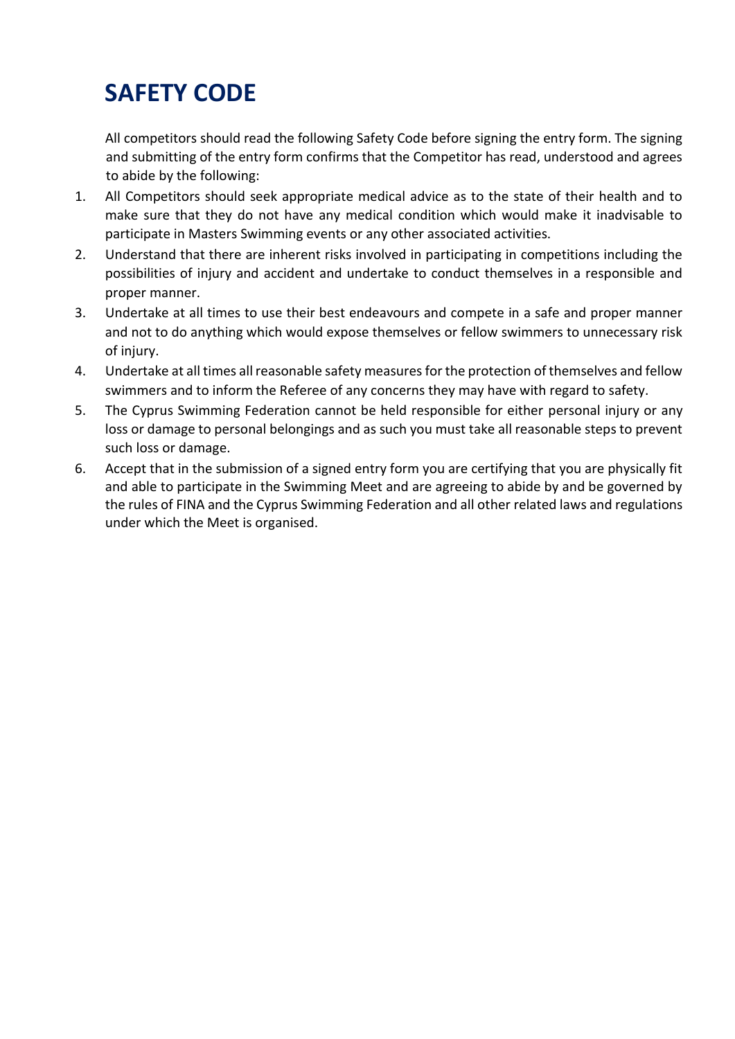# SAFETY CODE

All competitors should read the following Safety Code before signing the entry form. The signing and submitting of the entry form confirms that the Competitor has read, understood and agrees to abide by the following:

1. All Competitors should seek appropriate medical advice as to the state of their health and to make sure that they do not have any medical condition which would make it inadvisable to participate in Masters Swimming events or any other associated activities.
2. Understand that there are inherent risks involved in participating in competitions including the possibilities of injury and accident and undertake to conduct themselves in a responsible and proper manner.
3. Undertake at all times to use their best endeavours and compete in a safe and proper manner and not to do anything which would expose themselves or fellow swimmers to unnecessary risk of injury.
4. Undertake at all times all reasonable safety measures for the protection of themselves and fellow swimmers and to inform the Referee of any concerns they may have with regard to safety.
5. The Cyprus Swimming Federation cannot be held responsible for either personal injury or any loss or damage to personal belongings and as such you must take all reasonable steps to prevent such loss or damage.
6. Accept that in the submission of a signed entry form you are certifying that you are physically fit and able to participate in the Swimming Meet and are agreeing to abide by and be governed by the rules of FINA and the Cyprus Swimming Federation and all other related laws and regulations under which the Meet is organised.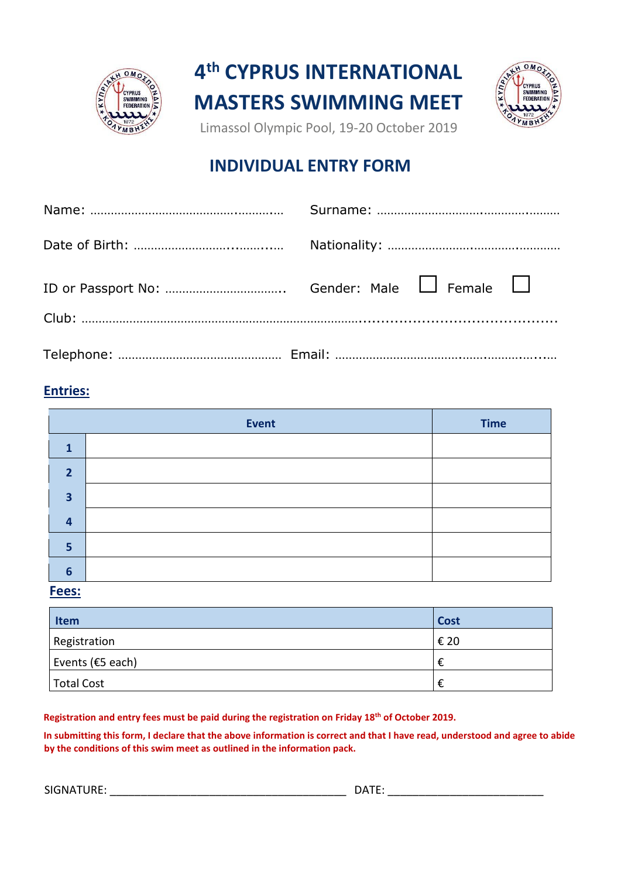# 4th CYPRUS INTERNATIONAL MASTERS SWIMMING MEET

Limassol Olympic Pool, 19-20 October 2019

## INDIVIDUAL ENTRY FORM

Name: ………………………………….………… Surname: ……………………….……….………

Date of Birth: ……………………..……..… Nationality: ………………….……….………….

ID or Passport No: …………………………….. Gender: Male ☐ Female ☐

Club: ……………………………………………………………………………………………………….

Telephone: ………………………………………… Email: …………………………….…….…….…..…

### Entries:

| | Event | Time |
|---|---|---|
| 1 | | |
| 2 | | |
| 3 | | |
| 4 | | |
| 5 | | |
| 6 | | |

### Fees:

| Item | Cost |
|---|---|
| Registration | € 20 |
| Events (€5 each) | € |
| Total Cost | € |

**Registration and entry fees must be paid during the registration on Friday 18th of October 2019.**

**In submitting this form, I declare that the above information is correct and that I have read, understood and agree to abide by the conditions of this swim meet as outlined in the information pack.**

SIGNATURE: ____________________________________ DATE: ________________________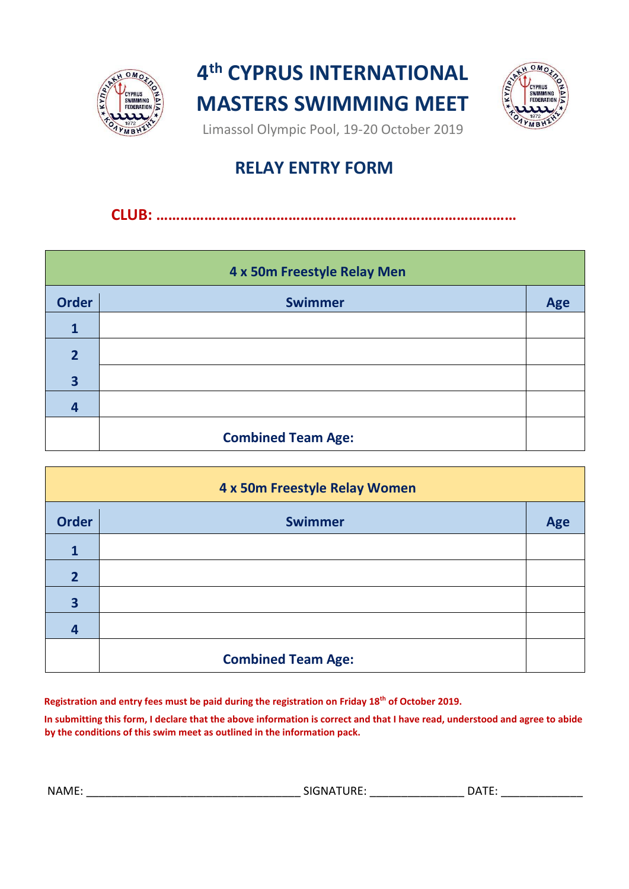# 4th CYPRUS INTERNATIONAL MASTERS SWIMMING MEET

Limassol Olympic Pool, 19-20 October 2019

## RELAY ENTRY FORM

**CLUB: ……………………………………………………………………………**

| 4 x 50m Freestyle Relay Men | | |
|---|---|---|
| **Order** | **Swimmer** | **Age** |
| **1** | | |
| **2** | | |
| **3** | | |
| **4** | | |
| | **Combined Team Age:** | |

| 4 x 50m Freestyle Relay Women | | |
|---|---|---|
| **Order** | **Swimmer** | **Age** |
| **1** | | |
| **2** | | |
| **3** | | |
| **4** | | |
| | **Combined Team Age:** | |

**Registration and entry fees must be paid during the registration on Friday 18th of October 2019.**

**In submitting this form, I declare that the above information is correct and that I have read, understood and agree to abide by the conditions of this swim meet as outlined in the information pack.**

NAME: ________________________________ SIGNATURE: ______________ DATE: ____________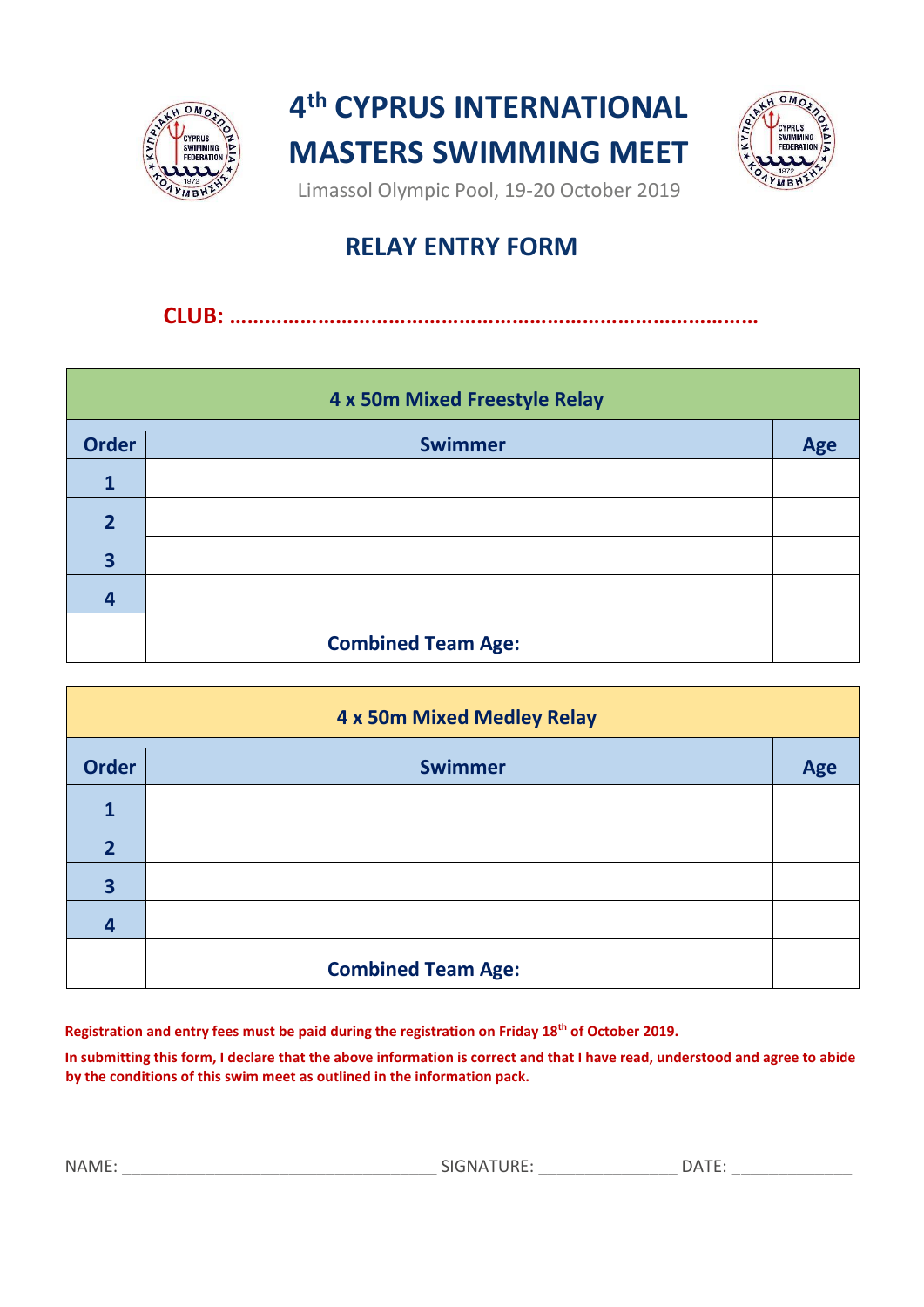# 4th CYPRUS INTERNATIONAL MASTERS SWIMMING MEET

Limassol Olympic Pool, 19-20 October 2019

## RELAY ENTRY FORM

**CLUB: ………………………………………………………………………………**

| 4 x 50m Mixed Freestyle Relay | | |
|---|---|---|
| **Order** | **Swimmer** | **Age** |
| **1** | | |
| **2** | | |
| **3** | | |
| **4** | | |
| | **Combined Team Age:** | |

| 4 x 50m Mixed Medley Relay | | |
|---|---|---|
| **Order** | **Swimmer** | **Age** |
| **1** | | |
| **2** | | |
| **3** | | |
| **4** | | |
| | **Combined Team Age:** | |

**Registration and entry fees must be paid during the registration on Friday 18th of October 2019.**

**In submitting this form, I declare that the above information is correct and that I have read, understood and agree to abide by the conditions of this swim meet as outlined in the information pack.**

NAME: ______________________________ SIGNATURE: ______________ DATE: ____________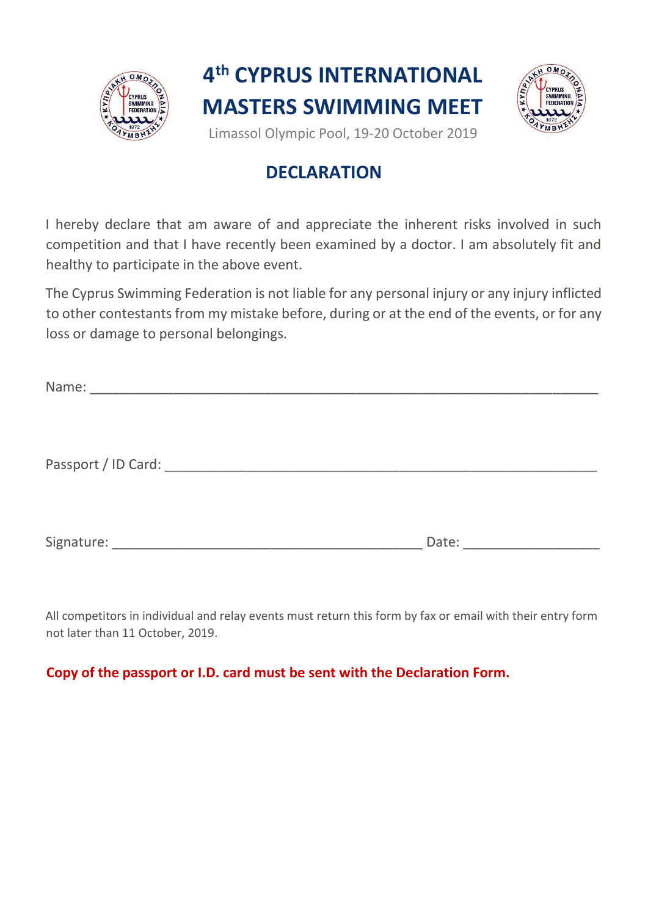# 4th CYPRUS INTERNATIONAL MASTERS SWIMMING MEET

Limassol Olympic Pool, 19-20 October 2019

## DECLARATION

I hereby declare that am aware of and appreciate the inherent risks involved in such competition and that I have recently been examined by a doctor. I am absolutely fit and healthy to participate in the above event.

The Cyprus Swimming Federation is not liable for any personal injury or any injury inflicted to other contestants from my mistake before, during or at the end of the events, or for any loss or damage to personal belongings.

Name: ___________________________________________________________________

Passport / ID Card: _________________________________________________________

Signature: ________________________________________ Date: __________________

All competitors in individual and relay events must return this form by fax or email with their entry form not later than 11 October, 2019.

**Copy of the passport or I.D. card must be sent with the Declaration Form.**